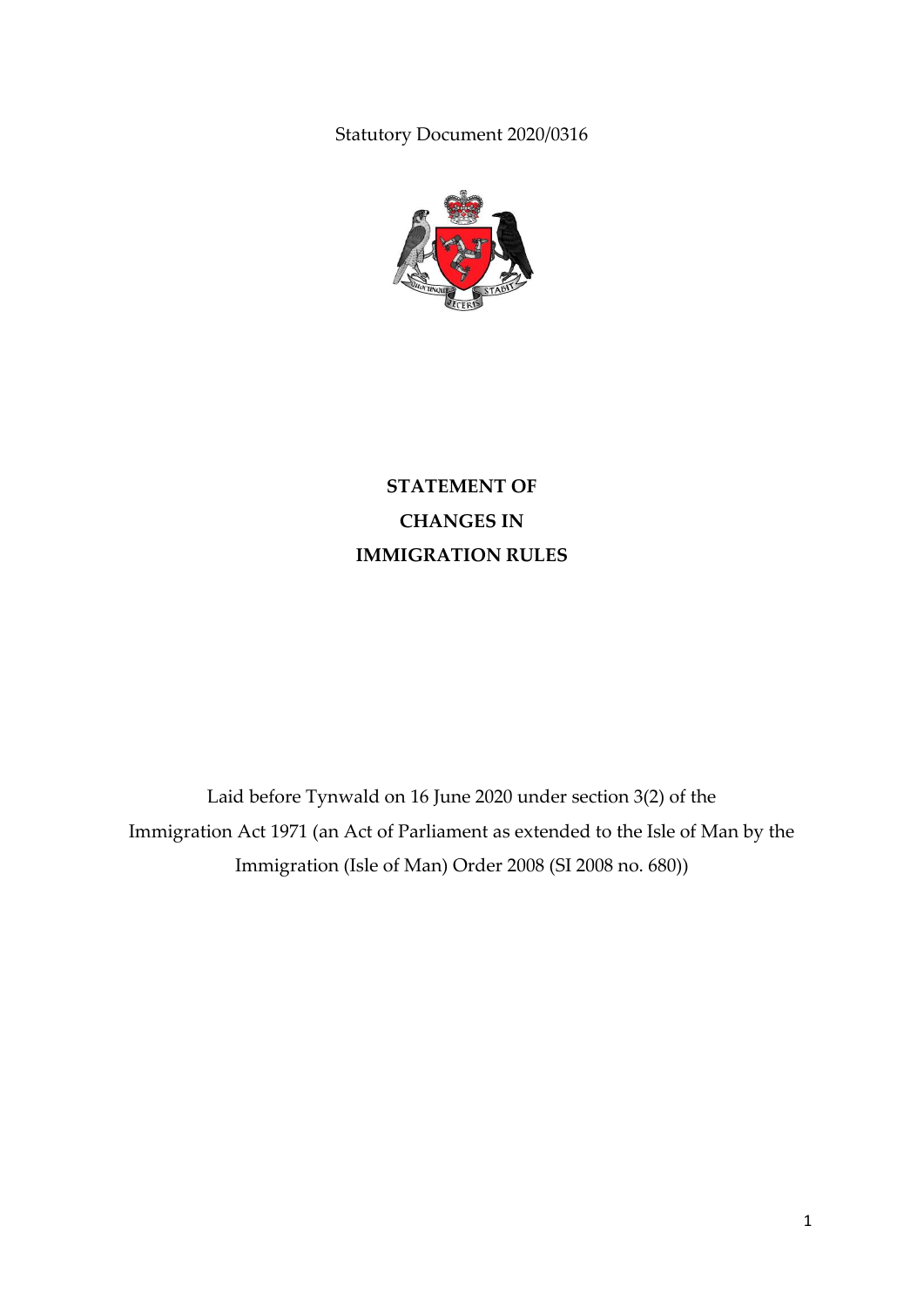Statutory Document 2020/0316

# STATEMENT OF CHANGES IN IMMIGRATION RULES

Laid before Tynwald on 16 June 2020 under section 3(2) of the Immigration Act 1971 (an Act of Parliament as extended to the Isle of Man by the Immigration (Isle of Man) Order 2008 (SI 2008 no. 680))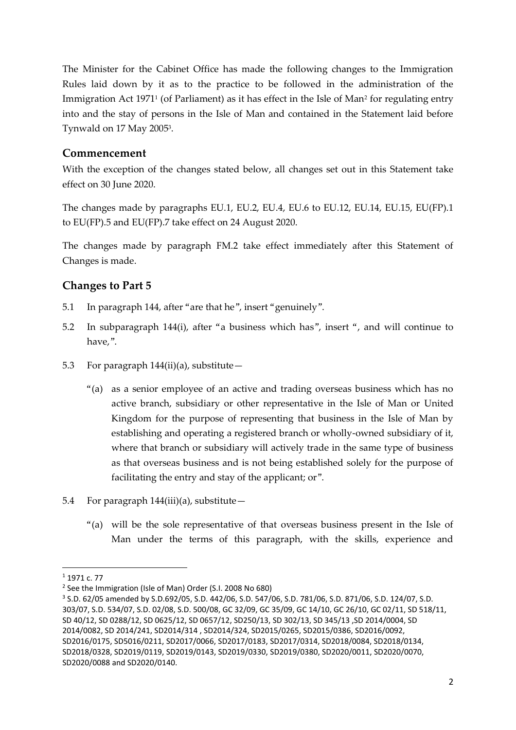The Minister for the Cabinet Office has made the following changes to the Immigration Rules laid down by it as to the practice to be followed in the administration of the Immigration Act 1971[1] (of Parliament) as it has effect in the Isle of Man[2] for regulating entry into and the stay of persons in the Isle of Man and contained in the Statement laid before Tynwald on 17 May 2005[3].

## Commencement

With the exception of the changes stated below, all changes set out in this Statement take effect on 30 June 2020.

The changes made by paragraphs EU.1, EU.2, EU.4, EU.6 to EU.12, EU.14, EU.15, EU(FP).1 to EU(FP).5 and EU(FP).7 take effect on 24 August 2020.

The changes made by paragraph FM.2 take effect immediately after this Statement of Changes is made.

## Changes to Part 5

5.1 In paragraph 144, after "are that he", insert "genuinely".

5.2 In subparagraph 144(i), after "a business which has", insert ", and will continue to have,".

5.3 For paragraph 144(ii)(a), substitute—

> "(a) as a senior employee of an active and trading overseas business which has no active branch, subsidiary or other representative in the Isle of Man or United Kingdom for the purpose of representing that business in the Isle of Man by establishing and operating a registered branch or wholly-owned subsidiary of it, where that branch or subsidiary will actively trade in the same type of business as that overseas business and is not being established solely for the purpose of facilitating the entry and stay of the applicant; or".

5.4 For paragraph 144(iii)(a), substitute—

> "(a) will be the sole representative of that overseas business present in the Isle of Man under the terms of this paragraph, with the skills, experience and

---

[1] 1971 c. 77

[2] See the Immigration (Isle of Man) Order (S.I. 2008 No 680)

[3] S.D. 62/05 amended by S.D.692/05, S.D. 442/06, S.D. 547/06, S.D. 781/06, S.D. 871/06, S.D. 124/07, S.D. 303/07, S.D. 534/07, S.D. 02/08, S.D. 500/08, GC 32/09, GC 35/09, GC 14/10, GC 26/10, GC 02/11, SD 518/11, SD 40/12, SD 0288/12, SD 0625/12, SD 0657/12, SD250/13, SD 302/13, SD 345/13 ,SD 2014/0004, SD 2014/0082, SD 2014/241, SD2014/314 , SD2014/324, SD2015/0265, SD2015/0386, SD2016/0092, SD2016/0175, SD5016/0211, SD2017/0066, SD2017/0183, SD2017/0314, SD2018/0084, SD2018/0134, SD2018/0328, SD2019/0119, SD2019/0143, SD2019/0330, SD2019/0380, SD2020/0011, SD2020/0070, SD2020/0088 and SD2020/0140.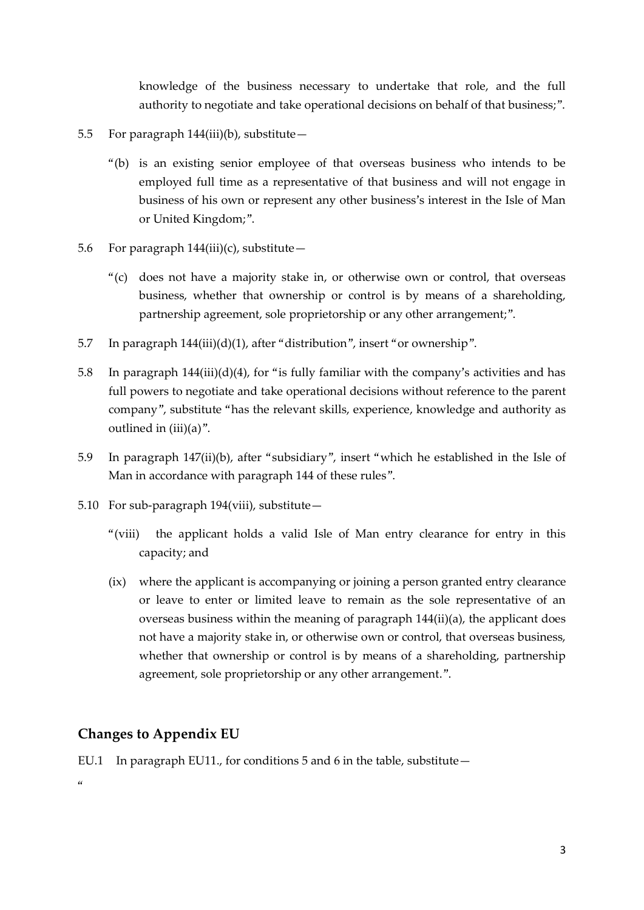knowledge of the business necessary to undertake that role, and the full authority to negotiate and take operational decisions on behalf of that business;".

5.5 For paragraph 144(iii)(b), substitute—

"(b) is an existing senior employee of that overseas business who intends to be employed full time as a representative of that business and will not engage in business of his own or represent any other business's interest in the Isle of Man or United Kingdom;".

5.6 For paragraph 144(iii)(c), substitute—

"(c) does not have a majority stake in, or otherwise own or control, that overseas business, whether that ownership or control is by means of a shareholding, partnership agreement, sole proprietorship or any other arrangement;".

5.7 In paragraph 144(iii)(d)(1), after "distribution", insert "or ownership".

5.8 In paragraph 144(iii)(d)(4), for "is fully familiar with the company's activities and has full powers to negotiate and take operational decisions without reference to the parent company", substitute "has the relevant skills, experience, knowledge and authority as outlined in (iii)(a)".

5.9 In paragraph 147(ii)(b), after "subsidiary", insert "which he established in the Isle of Man in accordance with paragraph 144 of these rules".

5.10 For sub-paragraph 194(viii), substitute—

"(viii) the applicant holds a valid Isle of Man entry clearance for entry in this capacity; and

(ix) where the applicant is accompanying or joining a person granted entry clearance or leave to enter or limited leave to remain as the sole representative of an overseas business within the meaning of paragraph 144(ii)(a), the applicant does not have a majority stake in, or otherwise own or control, that overseas business, whether that ownership or control is by means of a shareholding, partnership agreement, sole proprietorship or any other arrangement.".

## Changes to Appendix EU

EU.1 In paragraph EU11., for conditions 5 and 6 in the table, substitute—

"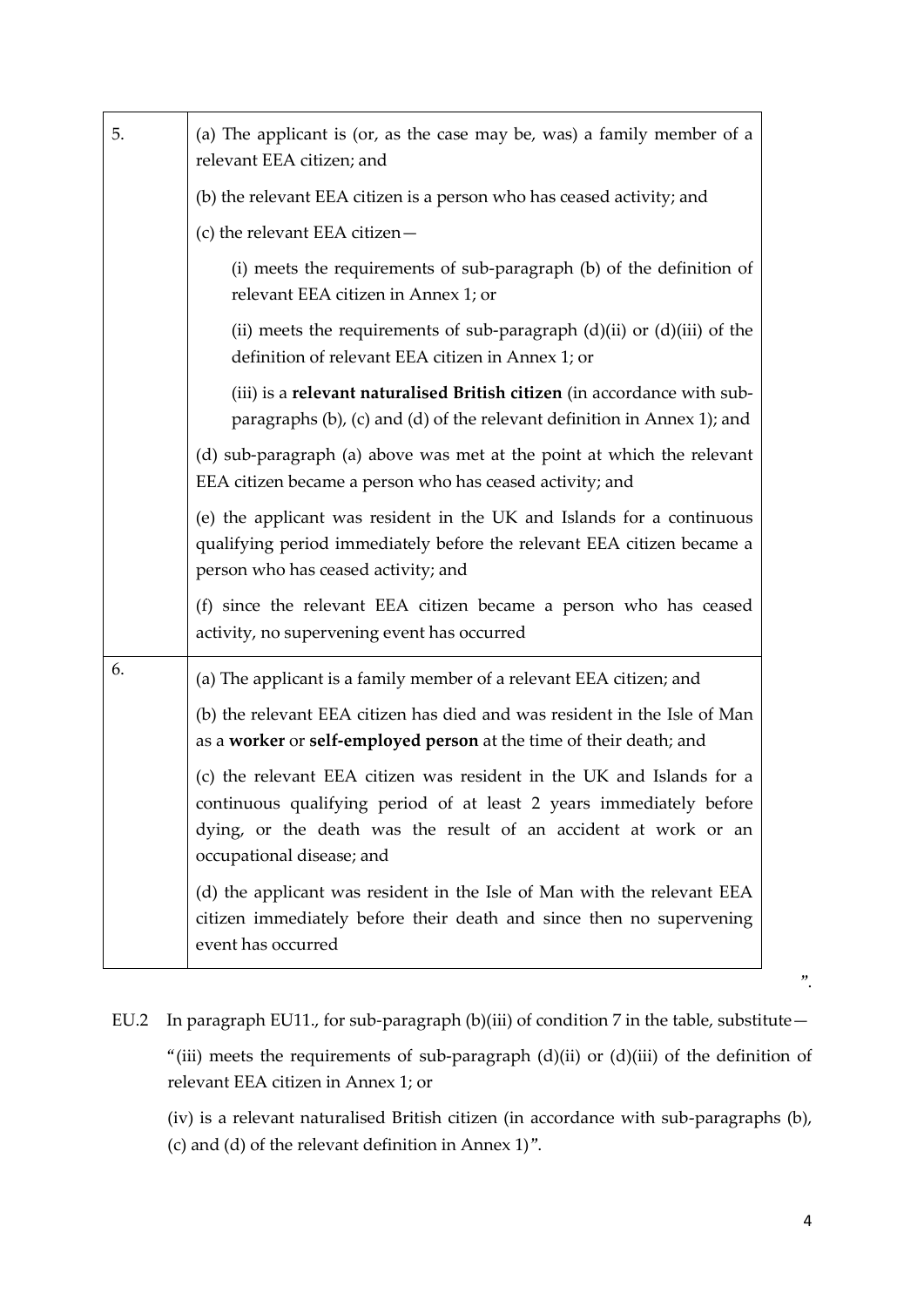| | |
|---|---|
| 5. | (a) The applicant is (or, as the case may be, was) a family member of a relevant EEA citizen; and<br><br>(b) the relevant EEA citizen is a person who has ceased activity; and<br><br>(c) the relevant EEA citizen—<br><br>(i) meets the requirements of sub-paragraph (b) of the definition of relevant EEA citizen in Annex 1; or<br><br>(ii) meets the requirements of sub-paragraph (d)(ii) or (d)(iii) of the definition of relevant EEA citizen in Annex 1; or<br><br>(iii) is a **relevant naturalised British citizen** (in accordance with sub-paragraphs (b), (c) and (d) of the relevant definition in Annex 1); and<br><br>(d) sub-paragraph (a) above was met at the point at which the relevant EEA citizen became a person who has ceased activity; and<br><br>(e) the applicant was resident in the UK and Islands for a continuous qualifying period immediately before the relevant EEA citizen became a person who has ceased activity; and<br><br>(f) since the relevant EEA citizen became a person who has ceased activity, no supervening event has occurred |
| 6. | (a) The applicant is a family member of a relevant EEA citizen; and<br><br>(b) the relevant EEA citizen has died and was resident in the Isle of Man as a **worker** or **self-employed person** at the time of their death; and<br><br>(c) the relevant EEA citizen was resident in the UK and Islands for a continuous qualifying period of at least 2 years immediately before dying, or the death was the result of an accident at work or an occupational disease; and<br><br>(d) the applicant was resident in the Isle of Man with the relevant EEA citizen immediately before their death and since then no supervening event has occurred |

".

EU.2 In paragraph EU11., for sub-paragraph (b)(iii) of condition 7 in the table, substitute—

"(iii) meets the requirements of sub-paragraph (d)(ii) or (d)(iii) of the definition of relevant EEA citizen in Annex 1; or

(iv) is a relevant naturalised British citizen (in accordance with sub-paragraphs (b), (c) and (d) of the relevant definition in Annex 1)".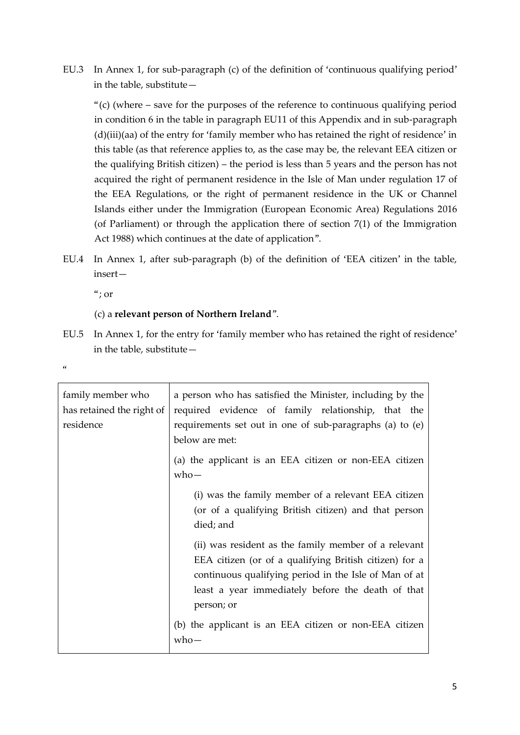EU.3 In Annex 1, for sub-paragraph (c) of the definition of 'continuous qualifying period' in the table, substitute—

"(c) (where – save for the purposes of the reference to continuous qualifying period in condition 6 in the table in paragraph EU11 of this Appendix and in sub-paragraph (d)(iii)(aa) of the entry for 'family member who has retained the right of residence' in this table (as that reference applies to, as the case may be, the relevant EEA citizen or the qualifying British citizen) – the period is less than 5 years and the person has not acquired the right of permanent residence in the Isle of Man under regulation 17 of the EEA Regulations, or the right of permanent residence in the UK or Channel Islands either under the Immigration (European Economic Area) Regulations 2016 (of Parliament) or through the application there of section 7(1) of the Immigration Act 1988) which continues at the date of application".

EU.4 In Annex 1, after sub-paragraph (b) of the definition of 'EEA citizen' in the table, insert—

"; or

(c) a **relevant person of Northern Ireland**".

EU.5 In Annex 1, for the entry for 'family member who has retained the right of residence' in the table, substitute—

"

| family member who has retained the right of residence | a person who has satisfied the Minister, including by the required evidence of family relationship, that the requirements set out in one of sub-paragraphs (a) to (e) below are met:<br><br>(a) the applicant is an EEA citizen or non-EEA citizen who—<br><br>(i) was the family member of a relevant EEA citizen (or of a qualifying British citizen) and that person died; and<br><br>(ii) was resident as the family member of a relevant EEA citizen (or of a qualifying British citizen) for a continuous qualifying period in the Isle of Man of at least a year immediately before the death of that person; or<br><br>(b) the applicant is an EEA citizen or non-EEA citizen who— |
|---|---|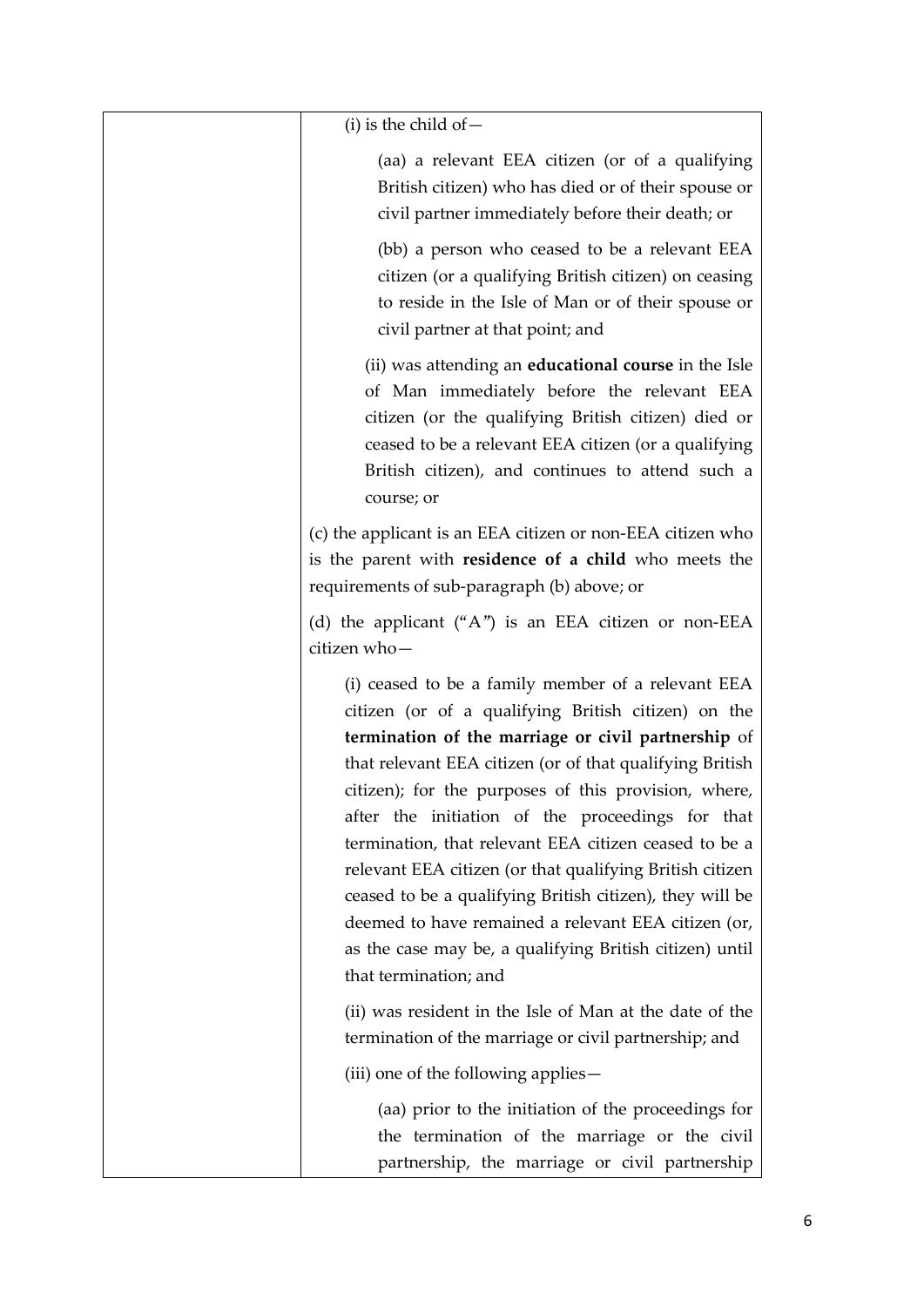|  | (i) is the child of—<br><br>(aa) a relevant EEA citizen (or of a qualifying British citizen) who has died or of their spouse or civil partner immediately before their death; or<br><br>(bb) a person who ceased to be a relevant EEA citizen (or a qualifying British citizen) on ceasing to reside in the Isle of Man or of their spouse or civil partner at that point; and<br><br>(ii) was attending an **educational course** in the Isle of Man immediately before the relevant EEA citizen (or the qualifying British citizen) died or ceased to be a relevant EEA citizen (or a qualifying British citizen), and continues to attend such a course; or<br><br>(c) the applicant is an EEA citizen or non-EEA citizen who is the parent with **residence of a child** who meets the requirements of sub-paragraph (b) above; or<br><br>(d) the applicant ("A") is an EEA citizen or non-EEA citizen who—<br><br>(i) ceased to be a family member of a relevant EEA citizen (or of a qualifying British citizen) on the **termination of the marriage or civil partnership** of that relevant EEA citizen (or of that qualifying British citizen); for the purposes of this provision, where, after the initiation of the proceedings for that termination, that relevant EEA citizen ceased to be a relevant EEA citizen (or that qualifying British citizen ceased to be a qualifying British citizen), they will be deemed to have remained a relevant EEA citizen (or, as the case may be, a qualifying British citizen) until that termination; and<br><br>(ii) was resident in the Isle of Man at the date of the termination of the marriage or civil partnership; and<br><br>(iii) one of the following applies—<br><br>(aa) prior to the initiation of the proceedings for the termination of the marriage or the civil partnership, the marriage or civil partnership |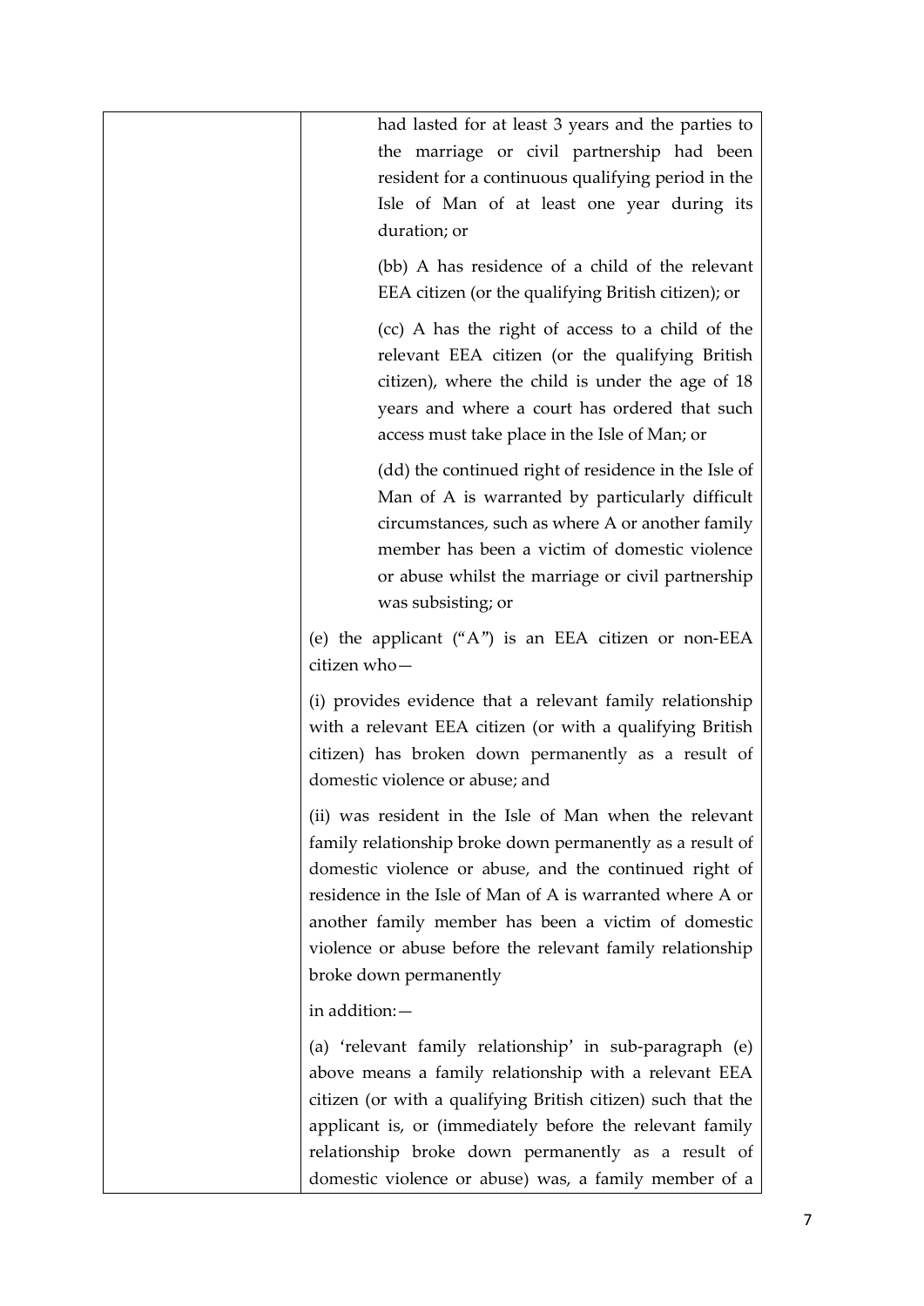| | had lasted for at least 3 years and the parties to the marriage or civil partnership had been resident for a continuous qualifying period in the Isle of Man of at least one year during its duration; or<br><br>(bb) A has residence of a child of the relevant EEA citizen (or the qualifying British citizen); or<br><br>(cc) A has the right of access to a child of the relevant EEA citizen (or the qualifying British citizen), where the child is under the age of 18 years and where a court has ordered that such access must take place in the Isle of Man; or<br><br>(dd) the continued right of residence in the Isle of Man of A is warranted by particularly difficult circumstances, such as where A or another family member has been a victim of domestic violence or abuse whilst the marriage or civil partnership was subsisting; or<br><br>(e) the applicant ("A") is an EEA citizen or non-EEA citizen who—<br><br>(i) provides evidence that a relevant family relationship with a relevant EEA citizen (or with a qualifying British citizen) has broken down permanently as a result of domestic violence or abuse; and<br><br>(ii) was resident in the Isle of Man when the relevant family relationship broke down permanently as a result of domestic violence or abuse, and the continued right of residence in the Isle of Man of A is warranted where A or another family member has been a victim of domestic violence or abuse before the relevant family relationship broke down permanently<br><br>in addition:—<br><br>(a) 'relevant family relationship' in sub-paragraph (e) above means a family relationship with a relevant EEA citizen (or with a qualifying British citizen) such that the applicant is, or (immediately before the relevant family relationship broke down permanently as a result of domestic violence or abuse) was, a family member of a |
|---|---|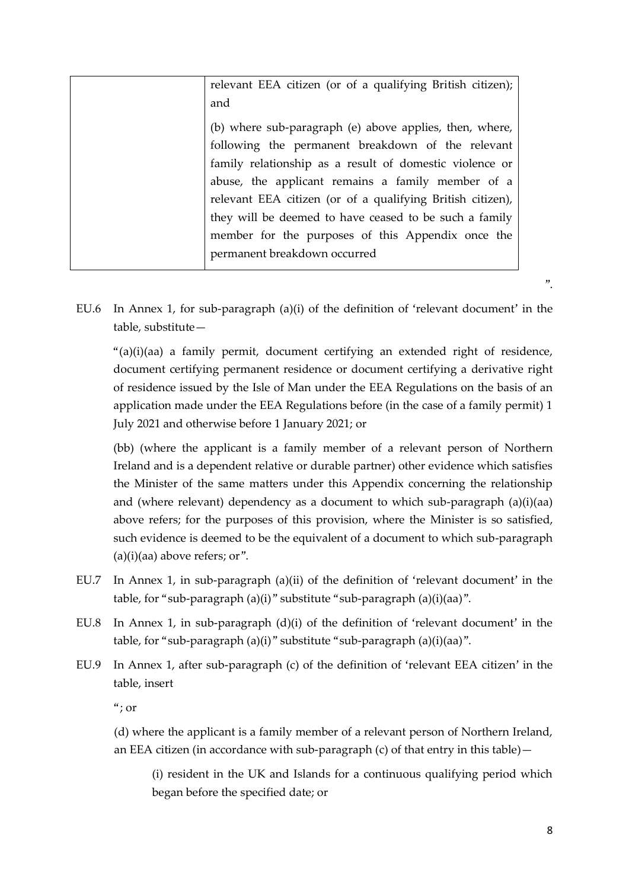| | |
|---|---|
| | relevant EEA citizen (or of a qualifying British citizen); and<br><br>(b) where sub-paragraph (e) above applies, then, where, following the permanent breakdown of the relevant family relationship as a result of domestic violence or abuse, the applicant remains a family member of a relevant EEA citizen (or of a qualifying British citizen), they will be deemed to have ceased to be such a family member for the purposes of this Appendix once the permanent breakdown occurred |

".

EU.6 In Annex 1, for sub-paragraph (a)(i) of the definition of 'relevant document' in the table, substitute—

"(a)(i)(aa) a family permit, document certifying an extended right of residence, document certifying permanent residence or document certifying a derivative right of residence issued by the Isle of Man under the EEA Regulations on the basis of an application made under the EEA Regulations before (in the case of a family permit) 1 July 2021 and otherwise before 1 January 2021; or

(bb) (where the applicant is a family member of a relevant person of Northern Ireland and is a dependent relative or durable partner) other evidence which satisfies the Minister of the same matters under this Appendix concerning the relationship and (where relevant) dependency as a document to which sub-paragraph (a)(i)(aa) above refers; for the purposes of this provision, where the Minister is so satisfied, such evidence is deemed to be the equivalent of a document to which sub-paragraph (a)(i)(aa) above refers; or".

EU.7 In Annex 1, in sub-paragraph (a)(ii) of the definition of 'relevant document' in the table, for "sub-paragraph (a)(i)" substitute "sub-paragraph (a)(i)(aa)".

EU.8 In Annex 1, in sub-paragraph (d)(i) of the definition of 'relevant document' in the table, for "sub-paragraph (a)(i)" substitute "sub-paragraph (a)(i)(aa)".

EU.9 In Annex 1, after sub-paragraph (c) of the definition of 'relevant EEA citizen' in the table, insert

"; or

(d) where the applicant is a family member of a relevant person of Northern Ireland, an EEA citizen (in accordance with sub-paragraph (c) of that entry in this table)—

(i) resident in the UK and Islands for a continuous qualifying period which began before the specified date; or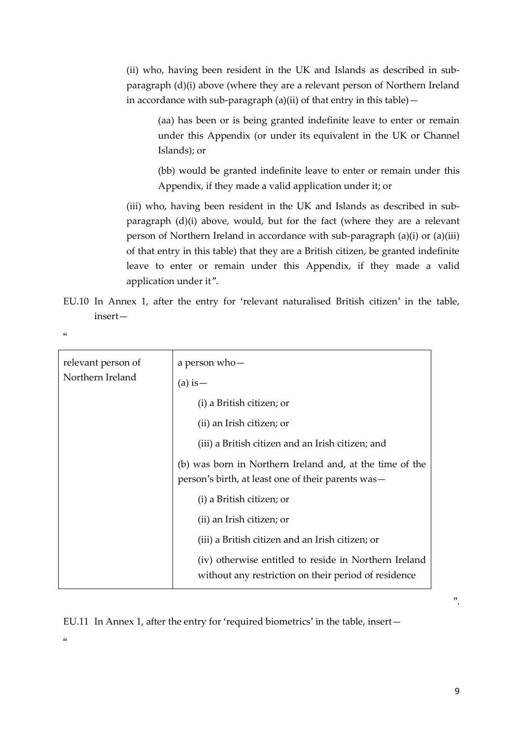(ii) who, having been resident in the UK and Islands as described in sub-paragraph (d)(i) above (where they are a relevant person of Northern Ireland in accordance with sub-paragraph (a)(ii) of that entry in this table)—

(aa) has been or is being granted indefinite leave to enter or remain under this Appendix (or under its equivalent in the UK or Channel Islands); or

(bb) would be granted indefinite leave to enter or remain under this Appendix, if they made a valid application under it; or

(iii) who, having been resident in the UK and Islands as described in sub-paragraph (d)(i) above, would, but for the fact (where they are a relevant person of Northern Ireland in accordance with sub-paragraph (a)(i) or (a)(iii) of that entry in this table) that they are a British citizen, be granted indefinite leave to enter or remain under this Appendix, if they made a valid application under it".

EU.10 In Annex 1, after the entry for 'relevant naturalised British citizen' in the table, insert—

"

| relevant person of Northern Ireland | a person who—<br>(a) is—<br>(i) a British citizen; or<br>(ii) an Irish citizen; or<br>(iii) a British citizen and an Irish citizen; and<br>(b) was born in Northern Ireland and, at the time of the person's birth, at least one of their parents was—<br>(i) a British citizen; or<br>(ii) an Irish citizen; or<br>(iii) a British citizen and an Irish citizen; or<br>(iv) otherwise entitled to reside in Northern Ireland without any restriction on their period of residence |
|---|---|

".

EU.11 In Annex 1, after the entry for 'required biometrics' in the table, insert—

"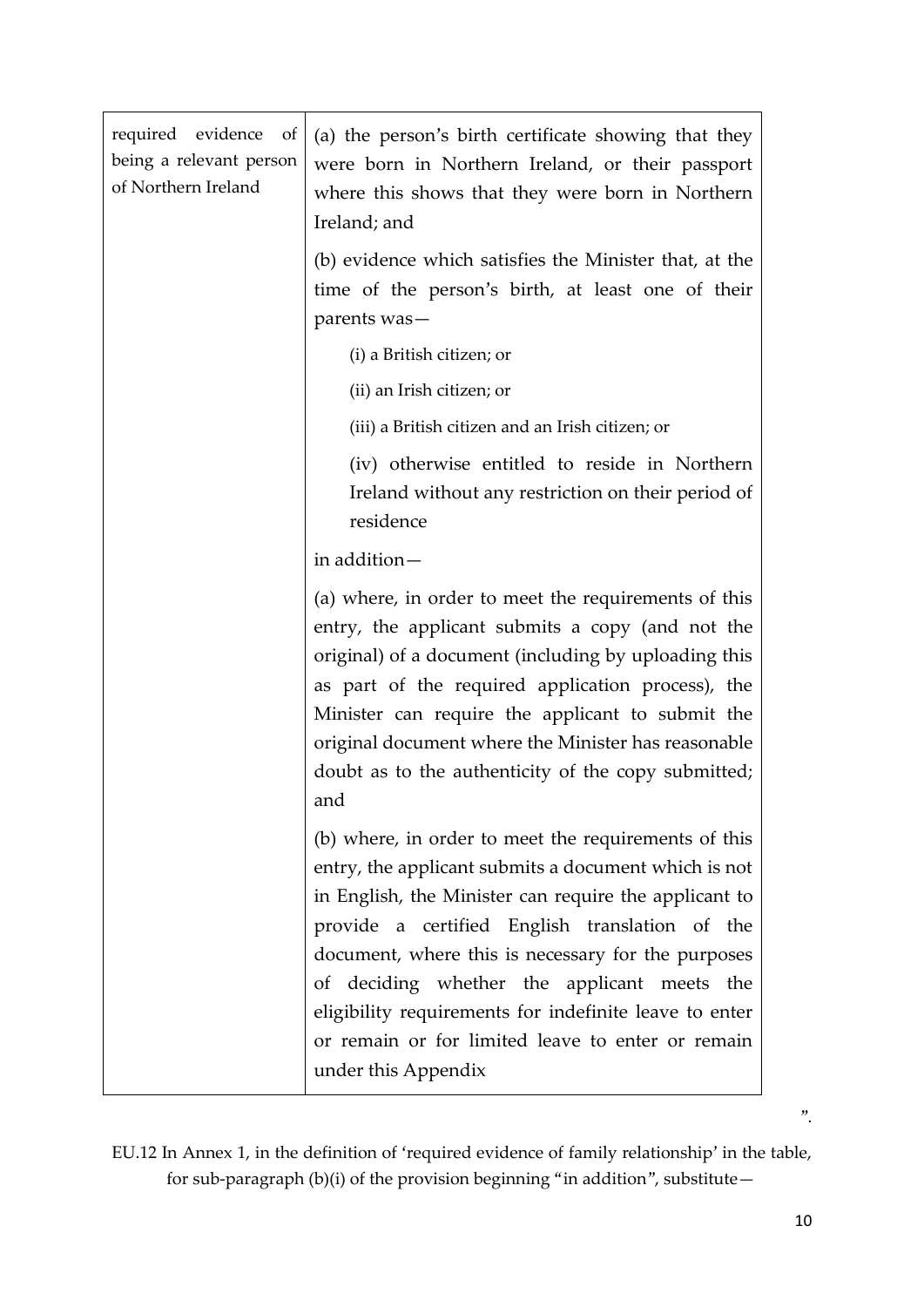| | |
|---|---|
| required evidence of being a relevant person of Northern Ireland | (a) the person's birth certificate showing that they were born in Northern Ireland, or their passport where this shows that they were born in Northern Ireland; and<br><br>(b) evidence which satisfies the Minister that, at the time of the person's birth, at least one of their parents was—<br><br>(i) a British citizen; or<br><br>(ii) an Irish citizen; or<br><br>(iii) a British citizen and an Irish citizen; or<br><br>(iv) otherwise entitled to reside in Northern Ireland without any restriction on their period of residence<br><br>in addition—<br><br>(a) where, in order to meet the requirements of this entry, the applicant submits a copy (and not the original) of a document (including by uploading this as part of the required application process), the Minister can require the applicant to submit the original document where the Minister has reasonable doubt as to the authenticity of the copy submitted; and<br><br>(b) where, in order to meet the requirements of this entry, the applicant submits a document which is not in English, the Minister can require the applicant to provide a certified English translation of the document, where this is necessary for the purposes of deciding whether the applicant meets the eligibility requirements for indefinite leave to enter or remain or for limited leave to enter or remain under this Appendix |

".

EU.12 In Annex 1, in the definition of 'required evidence of family relationship' in the table, for sub-paragraph (b)(i) of the provision beginning "in addition", substitute—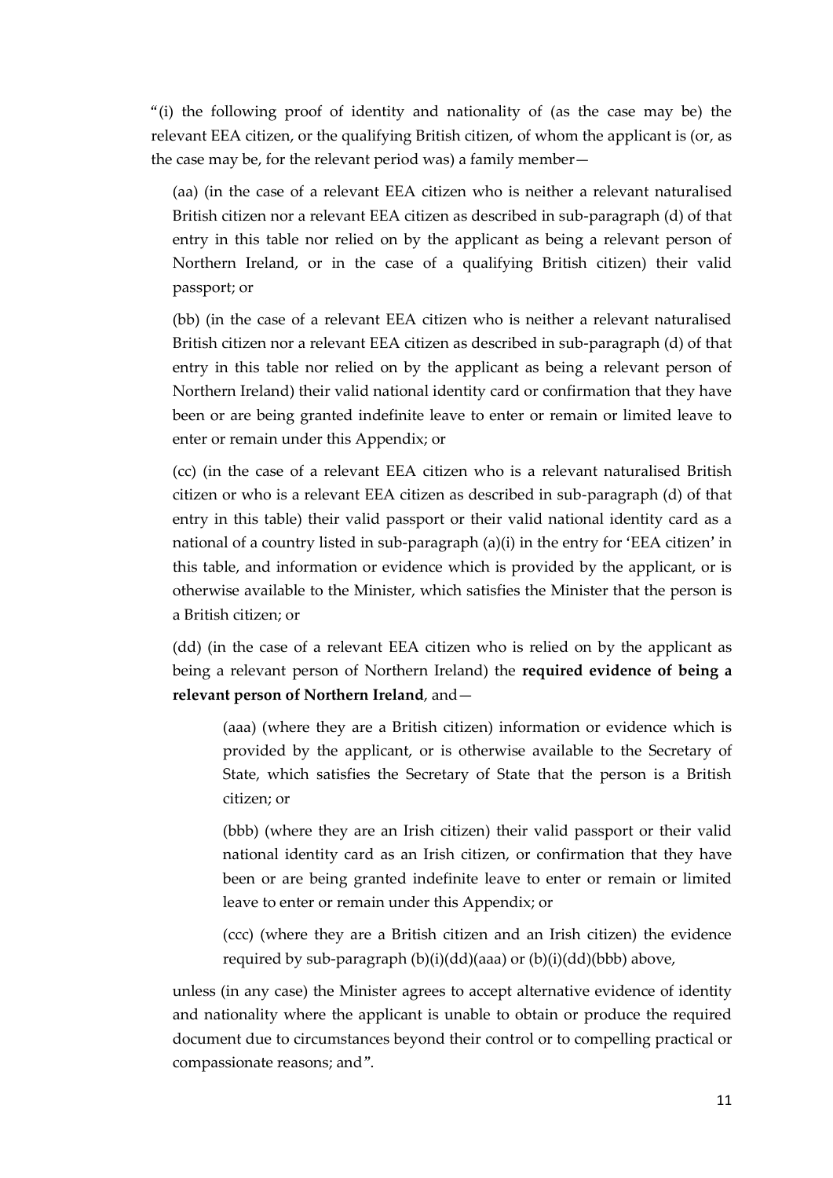"(i) the following proof of identity and nationality of (as the case may be) the relevant EEA citizen, or the qualifying British citizen, of whom the applicant is (or, as the case may be, for the relevant period was) a family member—

(aa) (in the case of a relevant EEA citizen who is neither a relevant naturalised British citizen nor a relevant EEA citizen as described in sub-paragraph (d) of that entry in this table nor relied on by the applicant as being a relevant person of Northern Ireland, or in the case of a qualifying British citizen) their valid passport; or

(bb) (in the case of a relevant EEA citizen who is neither a relevant naturalised British citizen nor a relevant EEA citizen as described in sub-paragraph (d) of that entry in this table nor relied on by the applicant as being a relevant person of Northern Ireland) their valid national identity card or confirmation that they have been or are being granted indefinite leave to enter or remain or limited leave to enter or remain under this Appendix; or

(cc) (in the case of a relevant EEA citizen who is a relevant naturalised British citizen or who is a relevant EEA citizen as described in sub-paragraph (d) of that entry in this table) their valid passport or their valid national identity card as a national of a country listed in sub-paragraph (a)(i) in the entry for 'EEA citizen' in this table, and information or evidence which is provided by the applicant, or is otherwise available to the Minister, which satisfies the Minister that the person is a British citizen; or

(dd) (in the case of a relevant EEA citizen who is relied on by the applicant as being a relevant person of Northern Ireland) the **required evidence of being a relevant person of Northern Ireland**, and—

(aaa) (where they are a British citizen) information or evidence which is provided by the applicant, or is otherwise available to the Secretary of State, which satisfies the Secretary of State that the person is a British citizen; or

(bbb) (where they are an Irish citizen) their valid passport or their valid national identity card as an Irish citizen, or confirmation that they have been or are being granted indefinite leave to enter or remain or limited leave to enter or remain under this Appendix; or

(ccc) (where they are a British citizen and an Irish citizen) the evidence required by sub-paragraph (b)(i)(dd)(aaa) or (b)(i)(dd)(bbb) above,

unless (in any case) the Minister agrees to accept alternative evidence of identity and nationality where the applicant is unable to obtain or produce the required document due to circumstances beyond their control or to compelling practical or compassionate reasons; and".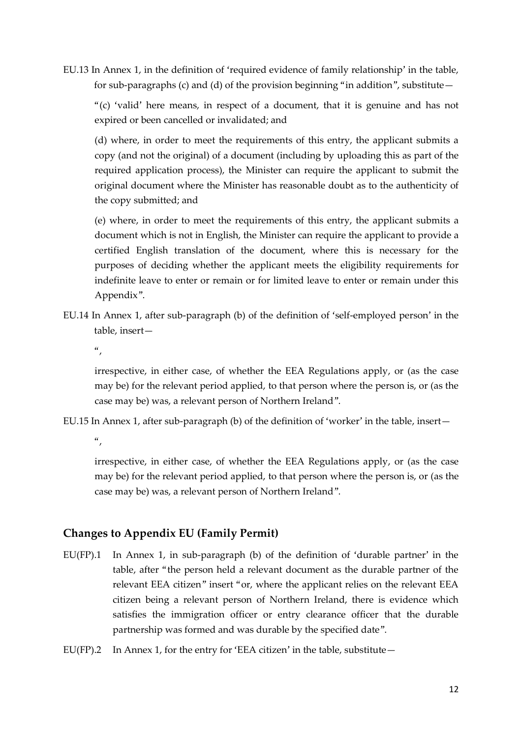EU.13 In Annex 1, in the definition of 'required evidence of family relationship' in the table, for sub-paragraphs (c) and (d) of the provision beginning "in addition", substitute—

"(c) 'valid' here means, in respect of a document, that it is genuine and has not expired or been cancelled or invalidated; and

(d) where, in order to meet the requirements of this entry, the applicant submits a copy (and not the original) of a document (including by uploading this as part of the required application process), the Minister can require the applicant to submit the original document where the Minister has reasonable doubt as to the authenticity of the copy submitted; and

(e) where, in order to meet the requirements of this entry, the applicant submits a document which is not in English, the Minister can require the applicant to provide a certified English translation of the document, where this is necessary for the purposes of deciding whether the applicant meets the eligibility requirements for indefinite leave to enter or remain or for limited leave to enter or remain under this Appendix".

EU.14 In Annex 1, after sub-paragraph (b) of the definition of 'self-employed person' in the table, insert—

",

irrespective, in either case, of whether the EEA Regulations apply, or (as the case may be) for the relevant period applied, to that person where the person is, or (as the case may be) was, a relevant person of Northern Ireland".

EU.15 In Annex 1, after sub-paragraph (b) of the definition of 'worker' in the table, insert—

",

irrespective, in either case, of whether the EEA Regulations apply, or (as the case may be) for the relevant period applied, to that person where the person is, or (as the case may be) was, a relevant person of Northern Ireland".

## Changes to Appendix EU (Family Permit)

EU(FP).1 In Annex 1, in sub-paragraph (b) of the definition of 'durable partner' in the table, after "the person held a relevant document as the durable partner of the relevant EEA citizen" insert "or, where the applicant relies on the relevant EEA citizen being a relevant person of Northern Ireland, there is evidence which satisfies the immigration officer or entry clearance officer that the durable partnership was formed and was durable by the specified date".

EU(FP).2 In Annex 1, for the entry for 'EEA citizen' in the table, substitute—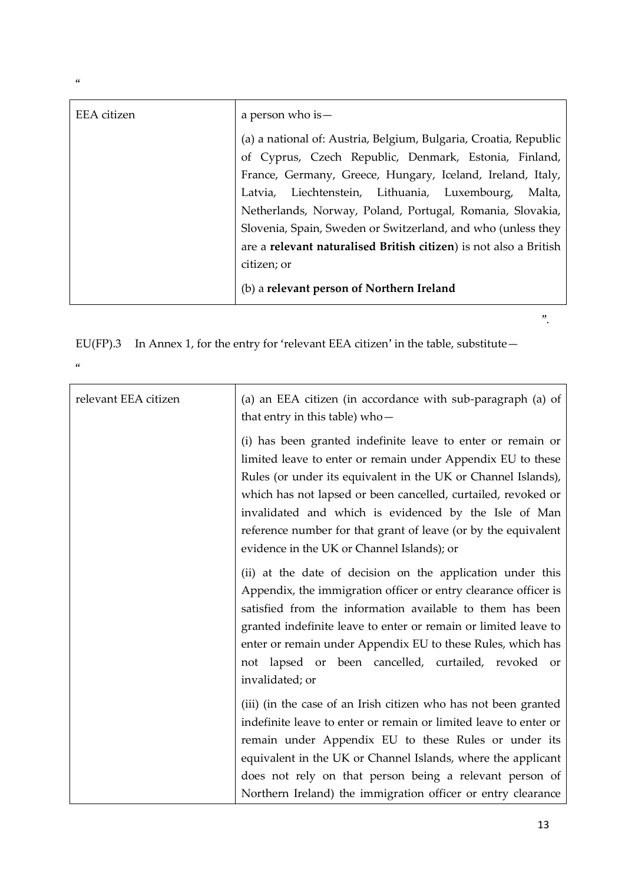"

| EEA citizen | a person who is—<br><br>(a) a national of: Austria, Belgium, Bulgaria, Croatia, Republic of Cyprus, Czech Republic, Denmark, Estonia, Finland, France, Germany, Greece, Hungary, Iceland, Ireland, Italy, Latvia, Liechtenstein, Lithuania, Luxembourg, Malta, Netherlands, Norway, Poland, Portugal, Romania, Slovakia, Slovenia, Spain, Sweden or Switzerland, and who (unless they are a **relevant naturalised British citizen**) is not also a British citizen; or<br><br>(b) a **relevant person of Northern Ireland** |
|---|---|

".

EU(FP).3 In Annex 1, for the entry for 'relevant EEA citizen' in the table, substitute—

"

| relevant EEA citizen | (a) an EEA citizen (in accordance with sub-paragraph (a) of that entry in this table) who—<br><br>(i) has been granted indefinite leave to enter or remain or limited leave to enter or remain under Appendix EU to these Rules (or under its equivalent in the UK or Channel Islands), which has not lapsed or been cancelled, curtailed, revoked or invalidated and which is evidenced by the Isle of Man reference number for that grant of leave (or by the equivalent evidence in the UK or Channel Islands); or<br><br>(ii) at the date of decision on the application under this Appendix, the immigration officer or entry clearance officer is satisfied from the information available to them has been granted indefinite leave to enter or remain or limited leave to enter or remain under Appendix EU to these Rules, which has not lapsed or been cancelled, curtailed, revoked or invalidated; or<br><br>(iii) (in the case of an Irish citizen who has not been granted indefinite leave to enter or remain or limited leave to enter or remain under Appendix EU to these Rules or under its equivalent in the UK or Channel Islands, where the applicant does not rely on that person being a relevant person of Northern Ireland) the immigration officer or entry clearance |
|---|---|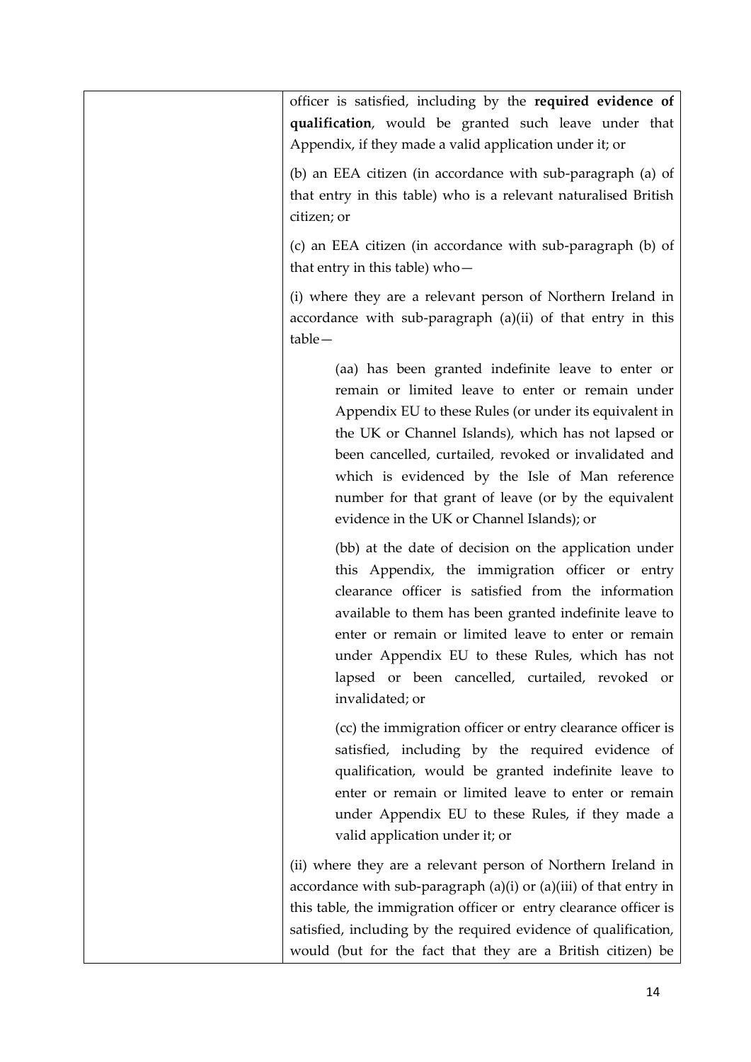| | officer is satisfied, including by the **required evidence of qualification**, would be granted such leave under that Appendix, if they made a valid application under it; or<br><br>(b) an EEA citizen (in accordance with sub-paragraph (a) of that entry in this table) who is a relevant naturalised British citizen; or<br><br>(c) an EEA citizen (in accordance with sub-paragraph (b) of that entry in this table) who—<br><br>(i) where they are a relevant person of Northern Ireland in accordance with sub-paragraph (a)(ii) of that entry in this table—<br><br>(aa) has been granted indefinite leave to enter or remain or limited leave to enter or remain under Appendix EU to these Rules (or under its equivalent in the UK or Channel Islands), which has not lapsed or been cancelled, curtailed, revoked or invalidated and which is evidenced by the Isle of Man reference number for that grant of leave (or by the equivalent evidence in the UK or Channel Islands); or<br><br>(bb) at the date of decision on the application under this Appendix, the immigration officer or entry clearance officer is satisfied from the information available to them has been granted indefinite leave to enter or remain or limited leave to enter or remain under Appendix EU to these Rules, which has not lapsed or been cancelled, curtailed, revoked or invalidated; or<br><br>(cc) the immigration officer or entry clearance officer is satisfied, including by the required evidence of qualification, would be granted indefinite leave to enter or remain or limited leave to enter or remain under Appendix EU to these Rules, if they made a valid application under it; or<br><br>(ii) where they are a relevant person of Northern Ireland in accordance with sub-paragraph (a)(i) or (a)(iii) of that entry in this table, the immigration officer or entry clearance officer is satisfied, including by the required evidence of qualification, would (but for the fact that they are a British citizen) be |
|---|---|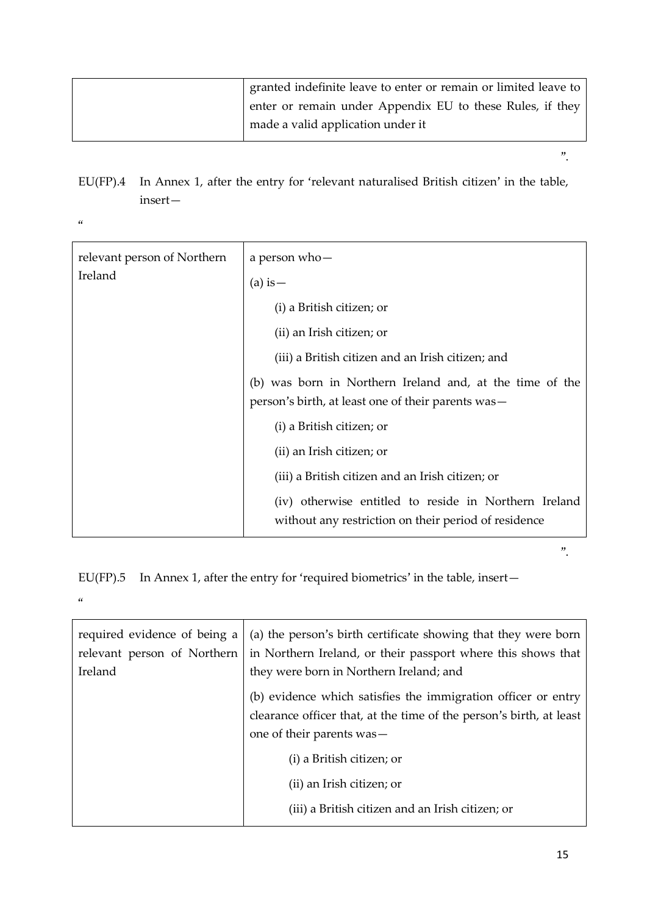| | |
|---|---|
| | granted indefinite leave to enter or remain or limited leave to enter or remain under Appendix EU to these Rules, if they made a valid application under it |

”.

EU(FP).4 In Annex 1, after the entry for ‘relevant naturalised British citizen’ in the table, insert—

“

| | |
|---|---|
| relevant person of Northern Ireland | a person who—<br>(a) is—<br>(i) a British citizen; or<br>(ii) an Irish citizen; or<br>(iii) a British citizen and an Irish citizen; and<br>(b) was born in Northern Ireland and, at the time of the person’s birth, at least one of their parents was—<br>(i) a British citizen; or<br>(ii) an Irish citizen; or<br>(iii) a British citizen and an Irish citizen; or<br>(iv) otherwise entitled to reside in Northern Ireland without any restriction on their period of residence |

”.

EU(FP).5 In Annex 1, after the entry for ‘required biometrics’ in the table, insert—

“

| | |
|---|---|
| required evidence of being a relevant person of Northern Ireland | (a) the person’s birth certificate showing that they were born in Northern Ireland, or their passport where this shows that they were born in Northern Ireland; and<br>(b) evidence which satisfies the immigration officer or entry clearance officer that, at the time of the person’s birth, at least one of their parents was—<br>(i) a British citizen; or<br>(ii) an Irish citizen; or<br>(iii) a British citizen and an Irish citizen; or |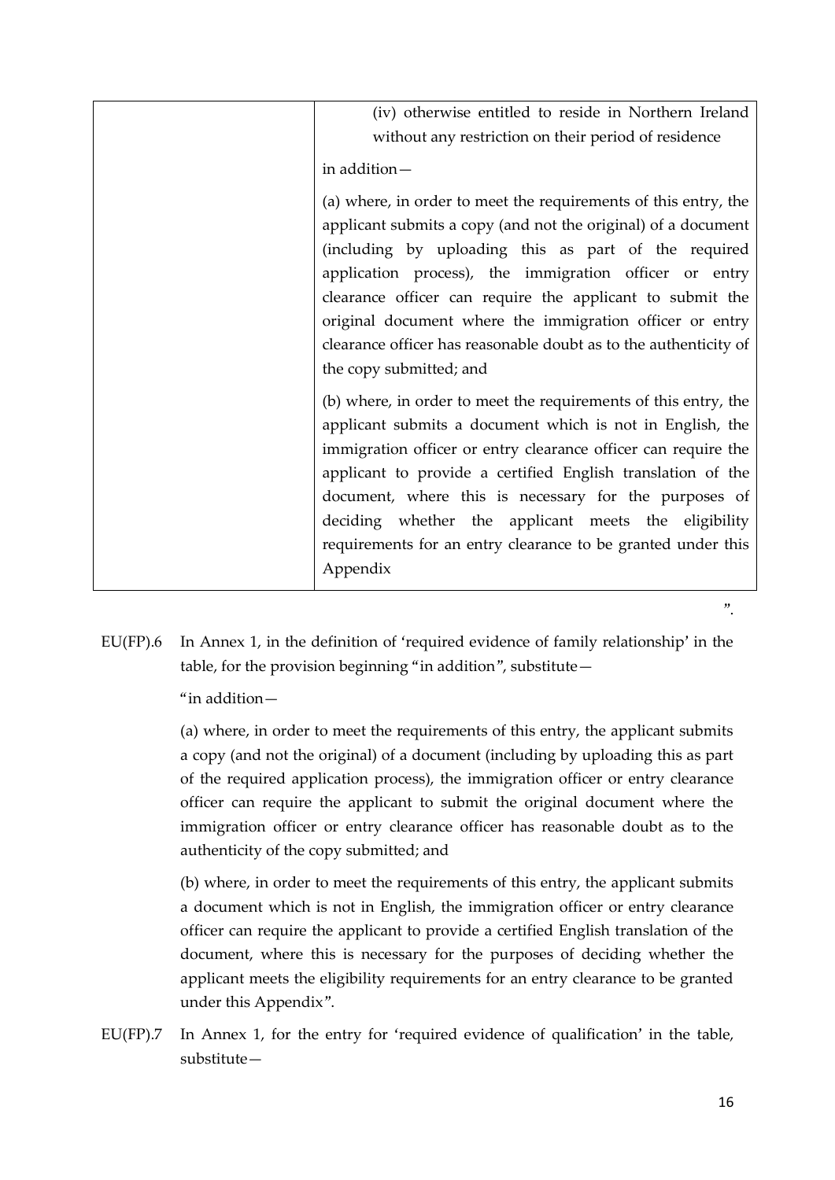| | (iv) otherwise entitled to reside in Northern Ireland without any restriction on their period of residence<br><br>in addition—<br><br>(a) where, in order to meet the requirements of this entry, the applicant submits a copy (and not the original) of a document (including by uploading this as part of the required application process), the immigration officer or entry clearance officer can require the applicant to submit the original document where the immigration officer or entry clearance officer has reasonable doubt as to the authenticity of the copy submitted; and<br><br>(b) where, in order to meet the requirements of this entry, the applicant submits a document which is not in English, the immigration officer or entry clearance officer can require the applicant to provide a certified English translation of the document, where this is necessary for the purposes of deciding whether the applicant meets the eligibility requirements for an entry clearance to be granted under this Appendix |
|---|---|

".

EU(FP).6 In Annex 1, in the definition of 'required evidence of family relationship' in the table, for the provision beginning "in addition", substitute—

"in addition—

(a) where, in order to meet the requirements of this entry, the applicant submits a copy (and not the original) of a document (including by uploading this as part of the required application process), the immigration officer or entry clearance officer can require the applicant to submit the original document where the immigration officer or entry clearance officer has reasonable doubt as to the authenticity of the copy submitted; and

(b) where, in order to meet the requirements of this entry, the applicant submits a document which is not in English, the immigration officer or entry clearance officer can require the applicant to provide a certified English translation of the document, where this is necessary for the purposes of deciding whether the applicant meets the eligibility requirements for an entry clearance to be granted under this Appendix".

EU(FP).7 In Annex 1, for the entry for 'required evidence of qualification' in the table, substitute—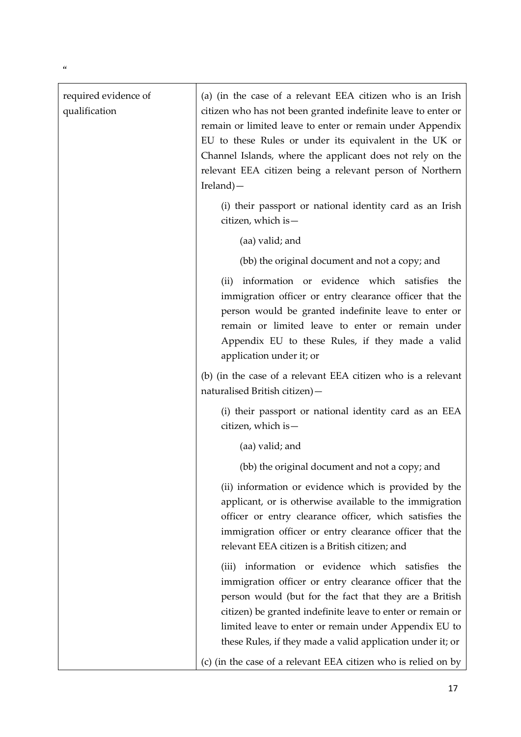"

| | |
|---|---|
| required evidence of qualification | (a) (in the case of a relevant EEA citizen who is an Irish citizen who has not been granted indefinite leave to enter or remain or limited leave to enter or remain under Appendix EU to these Rules or under its equivalent in the UK or Channel Islands, where the applicant does not rely on the relevant EEA citizen being a relevant person of Northern Ireland)—<br><br>(i) their passport or national identity card as an Irish citizen, which is—<br><br>(aa) valid; and<br><br>(bb) the original document and not a copy; and<br><br>(ii) information or evidence which satisfies the immigration officer or entry clearance officer that the person would be granted indefinite leave to enter or remain or limited leave to enter or remain under Appendix EU to these Rules, if they made a valid application under it; or<br><br>(b) (in the case of a relevant EEA citizen who is a relevant naturalised British citizen)—<br><br>(i) their passport or national identity card as an EEA citizen, which is—<br><br>(aa) valid; and<br><br>(bb) the original document and not a copy; and<br><br>(ii) information or evidence which is provided by the applicant, or is otherwise available to the immigration officer or entry clearance officer, which satisfies the immigration officer or entry clearance officer that the relevant EEA citizen is a British citizen; and<br><br>(iii) information or evidence which satisfies the immigration officer or entry clearance officer that the person would (but for the fact that they are a British citizen) be granted indefinite leave to enter or remain or limited leave to enter or remain under Appendix EU to these Rules, if they made a valid application under it; or<br><br>(c) (in the case of a relevant EEA citizen who is relied on by |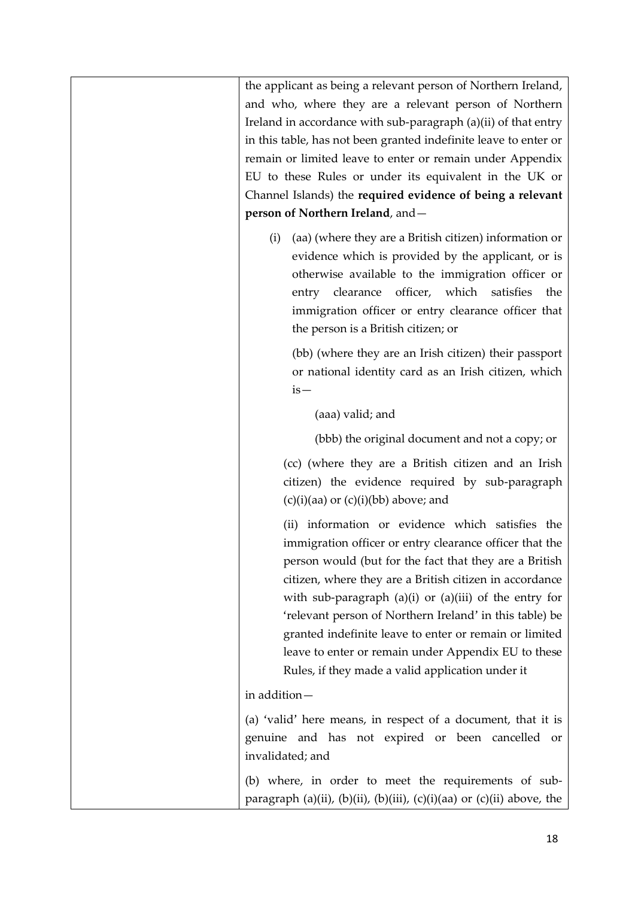| | |
|---|---|
| | the applicant as being a relevant person of Northern Ireland, and who, where they are a relevant person of Northern Ireland in accordance with sub-paragraph (a)(ii) of that entry in this table, has not been granted indefinite leave to enter or remain or limited leave to enter or remain under Appendix EU to these Rules or under its equivalent in the UK or Channel Islands) the **required evidence of being a relevant person of Northern Ireland**, and—<br><br>(i) (aa) (where they are a British citizen) information or evidence which is provided by the applicant, or is otherwise available to the immigration officer or entry clearance officer, which satisfies the immigration officer or entry clearance officer that the person is a British citizen; or<br><br>(bb) (where they are an Irish citizen) their passport or national identity card as an Irish citizen, which is—<br><br>(aaa) valid; and<br><br>(bbb) the original document and not a copy; or<br><br>(cc) (where they are a British citizen and an Irish citizen) the evidence required by sub-paragraph (c)(i)(aa) or (c)(i)(bb) above; and<br><br>(ii) information or evidence which satisfies the immigration officer or entry clearance officer that the person would (but for the fact that they are a British citizen, where they are a British citizen in accordance with sub-paragraph (a)(i) or (a)(iii) of the entry for 'relevant person of Northern Ireland' in this table) be granted indefinite leave to enter or remain or limited leave to enter or remain under Appendix EU to these Rules, if they made a valid application under it<br><br>in addition—<br><br>(a) 'valid' here means, in respect of a document, that it is genuine and has not expired or been cancelled or invalidated; and<br><br>(b) where, in order to meet the requirements of sub-paragraph (a)(ii), (b)(ii), (b)(iii), (c)(i)(aa) or (c)(ii) above, the |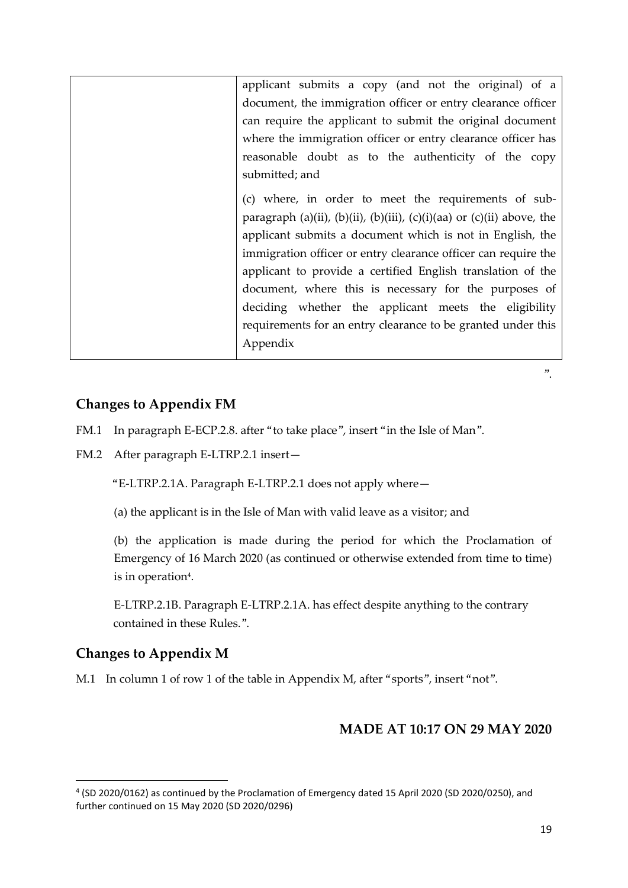| | applicant submits a copy (and not the original) of a document, the immigration officer or entry clearance officer can require the applicant to submit the original document where the immigration officer or entry clearance officer has reasonable doubt as to the authenticity of the copy submitted; and<br><br>(c) where, in order to meet the requirements of sub-paragraph (a)(ii), (b)(ii), (b)(iii), (c)(i)(aa) or (c)(ii) above, the applicant submits a document which is not in English, the immigration officer or entry clearance officer can require the applicant to provide a certified English translation of the document, where this is necessary for the purposes of deciding whether the applicant meets the eligibility requirements for an entry clearance to be granted under this Appendix |
|---|---|

".

## Changes to Appendix FM

FM.1 In paragraph E-ECP.2.8. after "to take place", insert "in the Isle of Man".

FM.2 After paragraph E-LTRP.2.1 insert—

"E-LTRP.2.1A. Paragraph E-LTRP.2.1 does not apply where—

(a) the applicant is in the Isle of Man with valid leave as a visitor; and

(b) the application is made during the period for which the Proclamation of Emergency of 16 March 2020 (as continued or otherwise extended from time to time) is in operation[4].

E-LTRP.2.1B. Paragraph E-LTRP.2.1A. has effect despite anything to the contrary contained in these Rules.".

## Changes to Appendix M

M.1 In column 1 of row 1 of the table in Appendix M, after "sports", insert "not".

**MADE AT 10:17 ON 29 MAY 2020**

[4] (SD 2020/0162) as continued by the Proclamation of Emergency dated 15 April 2020 (SD 2020/0250), and further continued on 15 May 2020 (SD 2020/0296)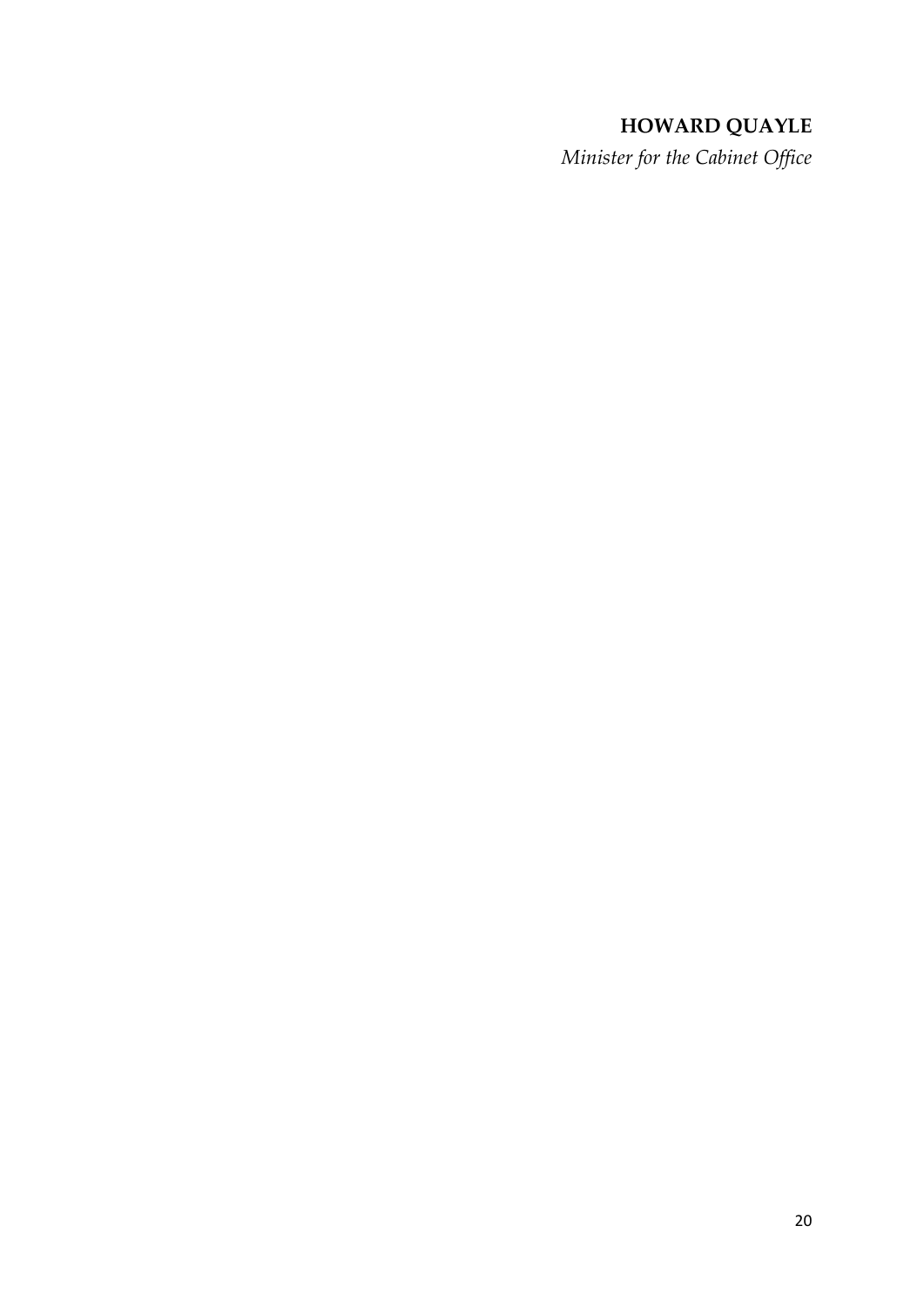**HOWARD QUAYLE**

*Minister for the Cabinet Office*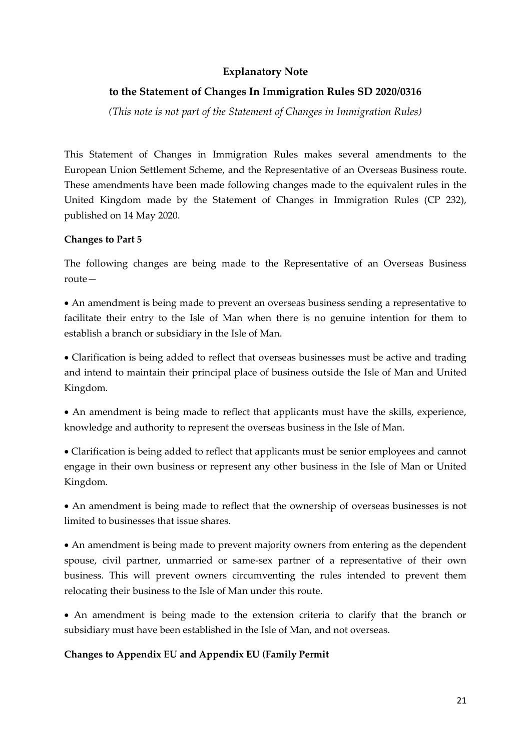## Explanatory Note

### to the Statement of Changes In Immigration Rules SD 2020/0316

*(This note is not part of the Statement of Changes in Immigration Rules)*

This Statement of Changes in Immigration Rules makes several amendments to the European Union Settlement Scheme, and the Representative of an Overseas Business route. These amendments have been made following changes made to the equivalent rules in the United Kingdom made by the Statement of Changes in Immigration Rules (CP 232), published on 14 May 2020.

**Changes to Part 5**

The following changes are being made to the Representative of an Overseas Business route—

- An amendment is being made to prevent an overseas business sending a representative to facilitate their entry to the Isle of Man when there is no genuine intention for them to establish a branch or subsidiary in the Isle of Man.

- Clarification is being added to reflect that overseas businesses must be active and trading and intend to maintain their principal place of business outside the Isle of Man and United Kingdom.

- An amendment is being made to reflect that applicants must have the skills, experience, knowledge and authority to represent the overseas business in the Isle of Man.

- Clarification is being added to reflect that applicants must be senior employees and cannot engage in their own business or represent any other business in the Isle of Man or United Kingdom.

- An amendment is being made to reflect that the ownership of overseas businesses is not limited to businesses that issue shares.

- An amendment is being made to prevent majority owners from entering as the dependent spouse, civil partner, unmarried or same-sex partner of a representative of their own business. This will prevent owners circumventing the rules intended to prevent them relocating their business to the Isle of Man under this route.

- An amendment is being made to the extension criteria to clarify that the branch or subsidiary must have been established in the Isle of Man, and not overseas.

**Changes to Appendix EU and Appendix EU (Family Permit**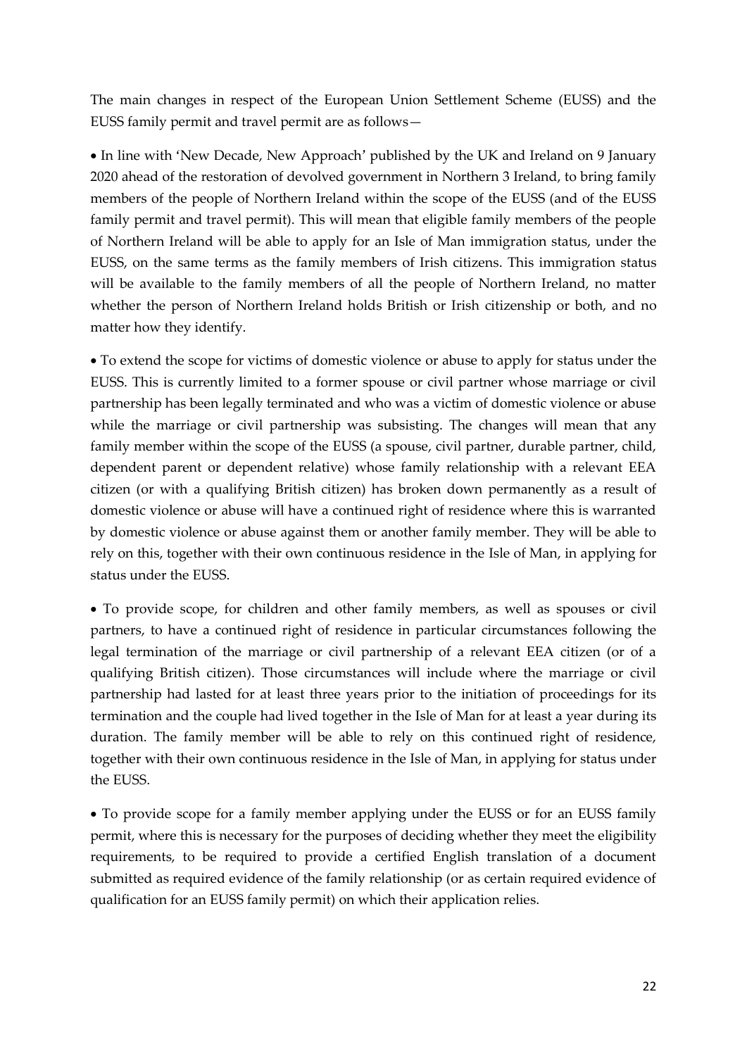The main changes in respect of the European Union Settlement Scheme (EUSS) and the EUSS family permit and travel permit are as follows—

- In line with 'New Decade, New Approach' published by the UK and Ireland on 9 January 2020 ahead of the restoration of devolved government in Northern 3 Ireland, to bring family members of the people of Northern Ireland within the scope of the EUSS (and of the EUSS family permit and travel permit). This will mean that eligible family members of the people of Northern Ireland will be able to apply for an Isle of Man immigration status, under the EUSS, on the same terms as the family members of Irish citizens. This immigration status will be available to the family members of all the people of Northern Ireland, no matter whether the person of Northern Ireland holds British or Irish citizenship or both, and no matter how they identify.

- To extend the scope for victims of domestic violence or abuse to apply for status under the EUSS. This is currently limited to a former spouse or civil partner whose marriage or civil partnership has been legally terminated and who was a victim of domestic violence or abuse while the marriage or civil partnership was subsisting. The changes will mean that any family member within the scope of the EUSS (a spouse, civil partner, durable partner, child, dependent parent or dependent relative) whose family relationship with a relevant EEA citizen (or with a qualifying British citizen) has broken down permanently as a result of domestic violence or abuse will have a continued right of residence where this is warranted by domestic violence or abuse against them or another family member. They will be able to rely on this, together with their own continuous residence in the Isle of Man, in applying for status under the EUSS.

- To provide scope, for children and other family members, as well as spouses or civil partners, to have a continued right of residence in particular circumstances following the legal termination of the marriage or civil partnership of a relevant EEA citizen (or of a qualifying British citizen). Those circumstances will include where the marriage or civil partnership had lasted for at least three years prior to the initiation of proceedings for its termination and the couple had lived together in the Isle of Man for at least a year during its duration. The family member will be able to rely on this continued right of residence, together with their own continuous residence in the Isle of Man, in applying for status under the EUSS.

- To provide scope for a family member applying under the EUSS or for an EUSS family permit, where this is necessary for the purposes of deciding whether they meet the eligibility requirements, to be required to provide a certified English translation of a document submitted as required evidence of the family relationship (or as certain required evidence of qualification for an EUSS family permit) on which their application relies.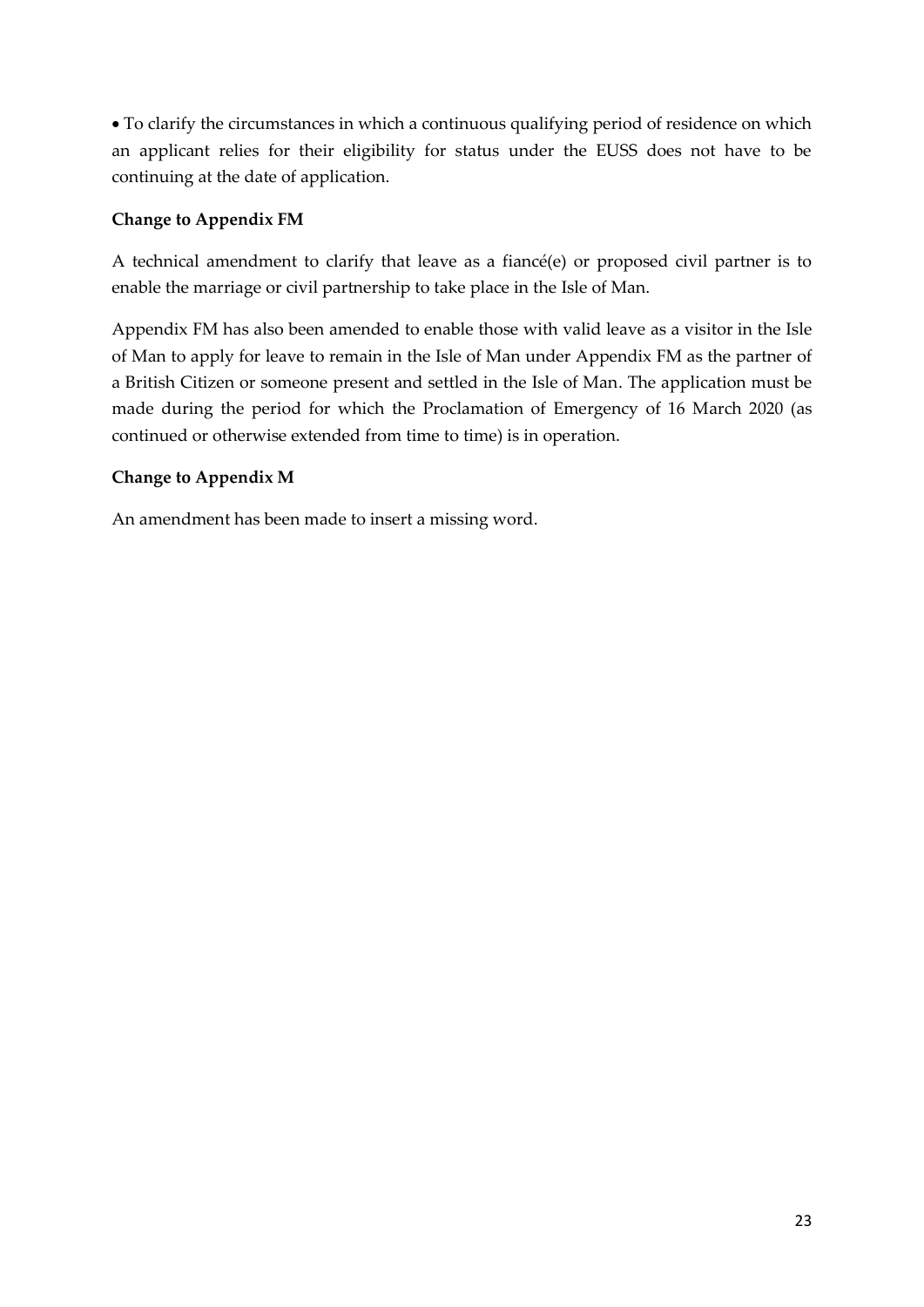- To clarify the circumstances in which a continuous qualifying period of residence on which an applicant relies for their eligibility for status under the EUSS does not have to be continuing at the date of application.

**Change to Appendix FM**

A technical amendment to clarify that leave as a fiancé(e) or proposed civil partner is to enable the marriage or civil partnership to take place in the Isle of Man.

Appendix FM has also been amended to enable those with valid leave as a visitor in the Isle of Man to apply for leave to remain in the Isle of Man under Appendix FM as the partner of a British Citizen or someone present and settled in the Isle of Man. The application must be made during the period for which the Proclamation of Emergency of 16 March 2020 (as continued or otherwise extended from time to time) is in operation.

**Change to Appendix M**

An amendment has been made to insert a missing word.